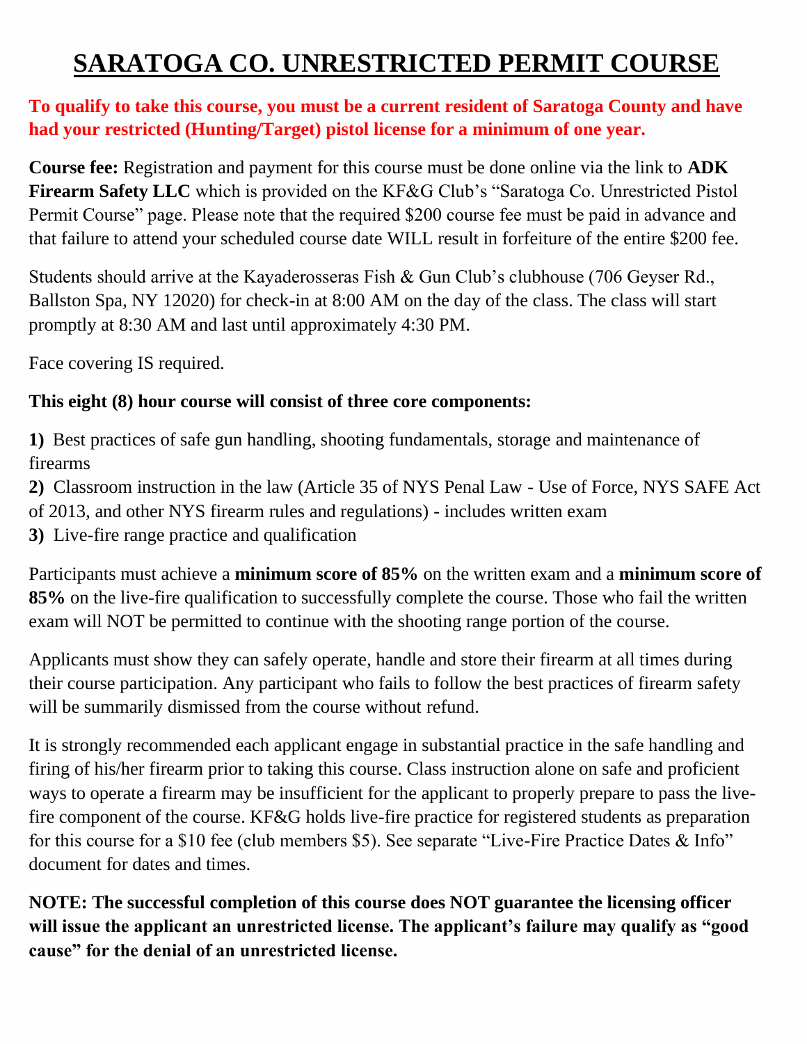# SARATOGA CO. UNRESTRICTED PERMIT COURSE

**To qualify to take this course, you must be a current resident of Saratoga County and have had your restricted (Hunting/Target) pistol license for a minimum of one year.**

**Course fee:** Registration and payment for this course must be done online via the link to **ADK Firearm Safety LLC** which is provided on the KF&G Club's "Saratoga Co. Unrestricted Pistol Permit Course" page. Please note that the required $200 course fee must be paid in advance and that failure to attend your scheduled course date WILL result in forfeiture of the entire $200 fee.

Students should arrive at the Kayaderosseras Fish & Gun Club's clubhouse (706 Geyser Rd., Ballston Spa, NY 12020) for check-in at 8:00 AM on the day of the class. The class will start promptly at 8:30 AM and last until approximately 4:30 PM.

Face covering IS required.

**This eight (8) hour course will consist of three core components:**

**1)** Best practices of safe gun handling, shooting fundamentals, storage and maintenance of firearms
**2)** Classroom instruction in the law (Article 35 of NYS Penal Law - Use of Force, NYS SAFE Act of 2013, and other NYS firearm rules and regulations) - includes written exam
**3)** Live-fire range practice and qualification

Participants must achieve a **minimum score of 85%** on the written exam and a **minimum score of 85%** on the live-fire qualification to successfully complete the course. Those who fail the written exam will NOT be permitted to continue with the shooting range portion of the course.

Applicants must show they can safely operate, handle and store their firearm at all times during their course participation. Any participant who fails to follow the best practices of firearm safety will be summarily dismissed from the course without refund.

It is strongly recommended each applicant engage in substantial practice in the safe handling and firing of his/her firearm prior to taking this course. Class instruction alone on safe and proficient ways to operate a firearm may be insufficient for the applicant to properly prepare to pass the live-fire component of the course. KF&G holds live-fire practice for registered students as preparation for this course for a $10 fee (club members $5). See separate "Live-Fire Practice Dates & Info" document for dates and times.

**NOTE: The successful completion of this course does NOT guarantee the licensing officer will issue the applicant an unrestricted license. The applicant's failure may qualify as "good cause" for the denial of an unrestricted license.**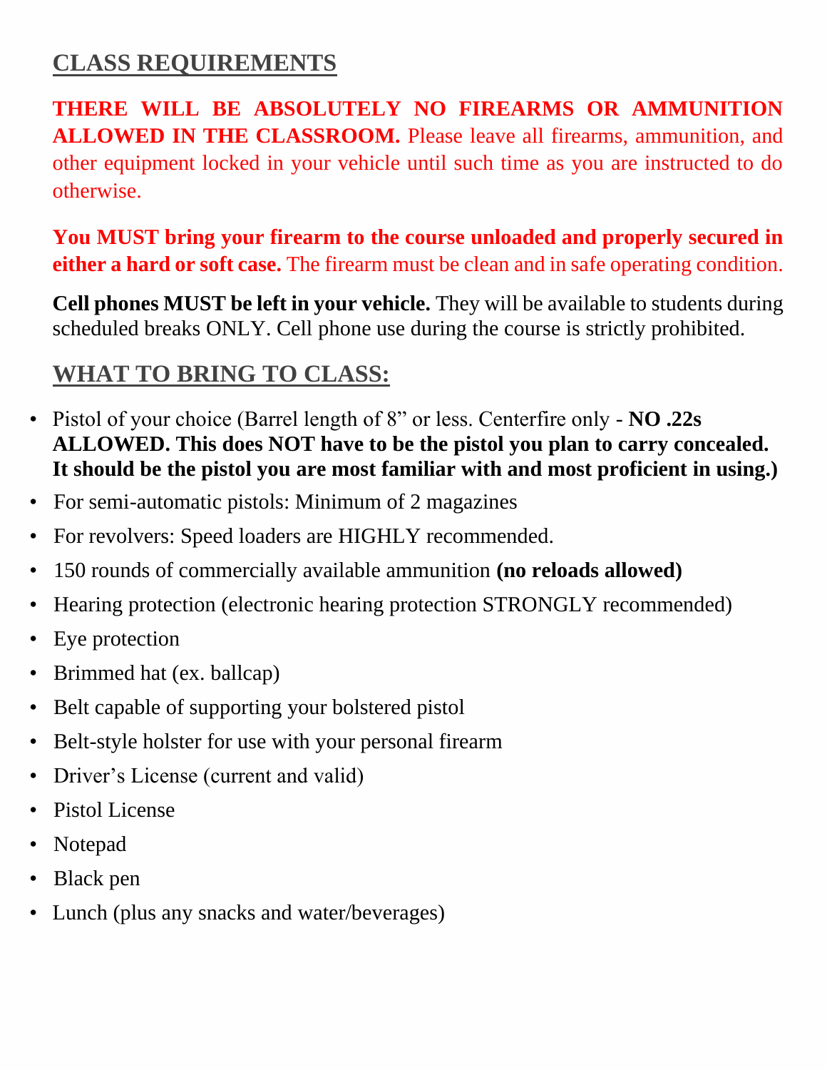## CLASS REQUIREMENTS

**THERE WILL BE ABSOLUTELY NO FIREARMS OR AMMUNITION ALLOWED IN THE CLASSROOM.** Please leave all firearms, ammunition, and other equipment locked in your vehicle until such time as you are instructed to do otherwise.

**You MUST bring your firearm to the course unloaded and properly secured in either a hard or soft case.** The firearm must be clean and in safe operating condition.

**Cell phones MUST be left in your vehicle.** They will be available to students during scheduled breaks ONLY. Cell phone use during the course is strictly prohibited.

## WHAT TO BRING TO CLASS:

- Pistol of your choice (Barrel length of 8" or less. Centerfire only - **NO .22s ALLOWED. This does NOT have to be the pistol you plan to carry concealed. It should be the pistol you are most familiar with and most proficient in using.)**
- For semi-automatic pistols: Minimum of 2 magazines
- For revolvers: Speed loaders are HIGHLY recommended.
- 150 rounds of commercially available ammunition **(no reloads allowed)**
- Hearing protection (electronic hearing protection STRONGLY recommended)
- Eye protection
- Brimmed hat (ex. ballcap)
- Belt capable of supporting your bolstered pistol
- Belt-style holster for use with your personal firearm
- Driver's License (current and valid)
- Pistol License
- Notepad
- Black pen
- Lunch (plus any snacks and water/beverages)